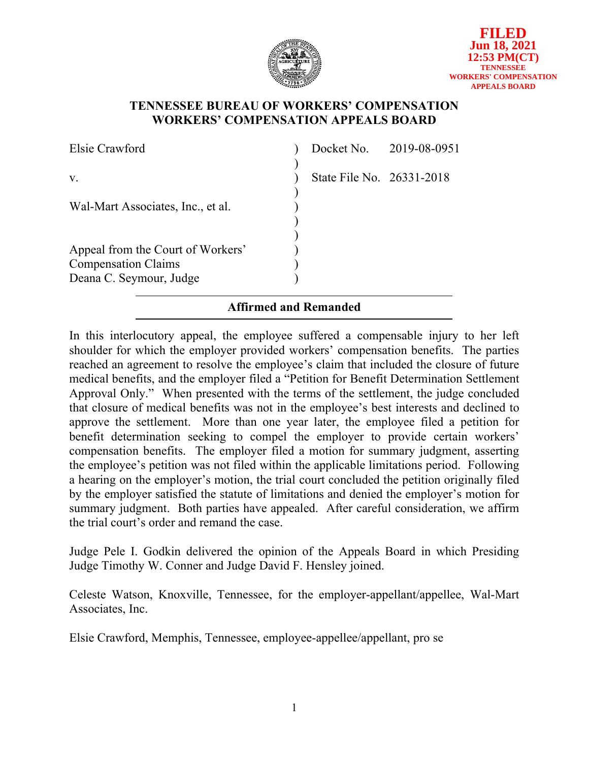**FILED**
**Jun 18, 2021**
**12:53 PM(CT)**
**TENNESSEE WORKERS' COMPENSATION APPEALS BOARD**

## TENNESSEE BUREAU OF WORKERS' COMPENSATION
## WORKERS' COMPENSATION APPEALS BOARD

| | | |
|---|---|---|
| Elsie Crawford | ) | Docket No. 2019-08-0951 |
| | ) | |
| v. | ) | State File No. 26331-2018 |
| | ) | |
| Wal-Mart Associates, Inc., et al. | ) | |
| | ) | |
| | ) | |
| Appeal from the Court of Workers' Compensation Claims | ) | |
| Deana C. Seymour, Judge | ) | |

**Affirmed and Remanded**

In this interlocutory appeal, the employee suffered a compensable injury to her left shoulder for which the employer provided workers' compensation benefits. The parties reached an agreement to resolve the employee's claim that included the closure of future medical benefits, and the employer filed a "Petition for Benefit Determination Settlement Approval Only." When presented with the terms of the settlement, the judge concluded that closure of medical benefits was not in the employee's best interests and declined to approve the settlement. More than one year later, the employee filed a petition for benefit determination seeking to compel the employer to provide certain workers' compensation benefits. The employer filed a motion for summary judgment, asserting the employee's petition was not filed within the applicable limitations period. Following a hearing on the employer's motion, the trial court concluded the petition originally filed by the employer satisfied the statute of limitations and denied the employer's motion for summary judgment. Both parties have appealed. After careful consideration, we affirm the trial court's order and remand the case.

Judge Pele I. Godkin delivered the opinion of the Appeals Board in which Presiding Judge Timothy W. Conner and Judge David F. Hensley joined.

Celeste Watson, Knoxville, Tennessee, for the employer-appellant/appellee, Wal-Mart Associates, Inc.

Elsie Crawford, Memphis, Tennessee, employee-appellee/appellant, pro se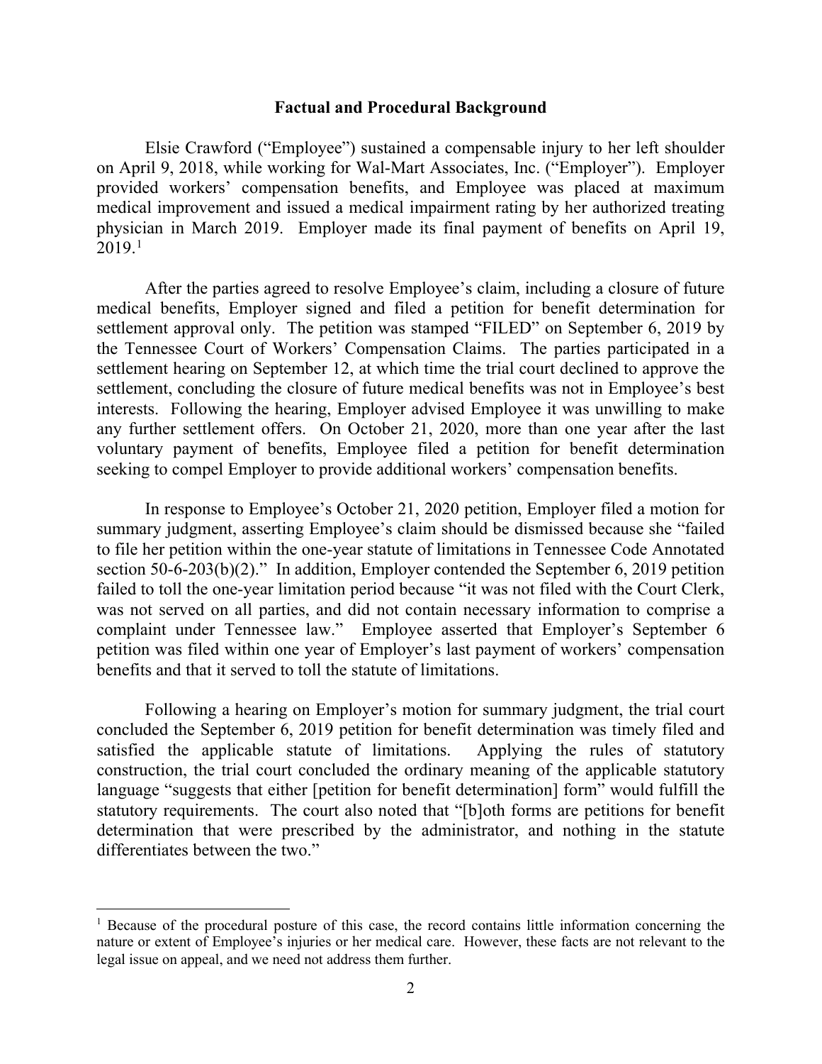## Factual and Procedural Background

Elsie Crawford ("Employee") sustained a compensable injury to her left shoulder on April 9, 2018, while working for Wal-Mart Associates, Inc. ("Employer"). Employer provided workers' compensation benefits, and Employee was placed at maximum medical improvement and issued a medical impairment rating by her authorized treating physician in March 2019. Employer made its final payment of benefits on April 19, 2019.[1]

After the parties agreed to resolve Employee's claim, including a closure of future medical benefits, Employer signed and filed a petition for benefit determination for settlement approval only. The petition was stamped "FILED" on September 6, 2019 by the Tennessee Court of Workers' Compensation Claims. The parties participated in a settlement hearing on September 12, at which time the trial court declined to approve the settlement, concluding the closure of future medical benefits was not in Employee's best interests. Following the hearing, Employer advised Employee it was unwilling to make any further settlement offers. On October 21, 2020, more than one year after the last voluntary payment of benefits, Employee filed a petition for benefit determination seeking to compel Employer to provide additional workers' compensation benefits.

In response to Employee's October 21, 2020 petition, Employer filed a motion for summary judgment, asserting Employee's claim should be dismissed because she "failed to file her petition within the one-year statute of limitations in Tennessee Code Annotated section 50-6-203(b)(2)." In addition, Employer contended the September 6, 2019 petition failed to toll the one-year limitation period because "it was not filed with the Court Clerk, was not served on all parties, and did not contain necessary information to comprise a complaint under Tennessee law." Employee asserted that Employer's September 6 petition was filed within one year of Employer's last payment of workers' compensation benefits and that it served to toll the statute of limitations.

Following a hearing on Employer's motion for summary judgment, the trial court concluded the September 6, 2019 petition for benefit determination was timely filed and satisfied the applicable statute of limitations. Applying the rules of statutory construction, the trial court concluded the ordinary meaning of the applicable statutory language "suggests that either [petition for benefit determination] form" would fulfill the statutory requirements. The court also noted that "[b]oth forms are petitions for benefit determination that were prescribed by the administrator, and nothing in the statute differentiates between the two."

---

[1] Because of the procedural posture of this case, the record contains little information concerning the nature or extent of Employee's injuries or her medical care. However, these facts are not relevant to the legal issue on appeal, and we need not address them further.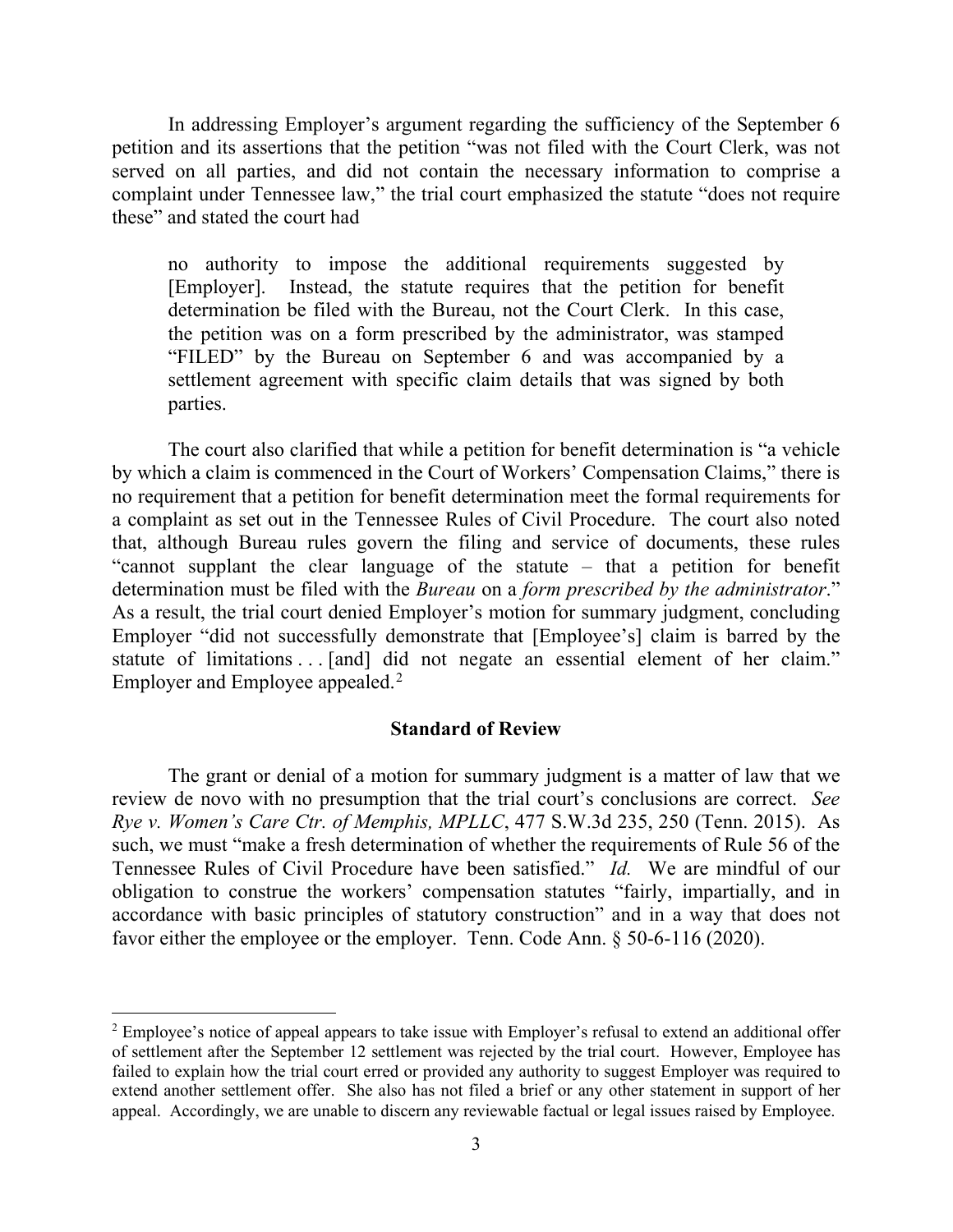In addressing Employer's argument regarding the sufficiency of the September 6 petition and its assertions that the petition "was not filed with the Court Clerk, was not served on all parties, and did not contain the necessary information to comprise a complaint under Tennessee law," the trial court emphasized the statute "does not require these" and stated the court had

> no authority to impose the additional requirements suggested by [Employer]. Instead, the statute requires that the petition for benefit determination be filed with the Bureau, not the Court Clerk. In this case, the petition was on a form prescribed by the administrator, was stamped "FILED" by the Bureau on September 6 and was accompanied by a settlement agreement with specific claim details that was signed by both parties.

The court also clarified that while a petition for benefit determination is "a vehicle by which a claim is commenced in the Court of Workers' Compensation Claims," there is no requirement that a petition for benefit determination meet the formal requirements for a complaint as set out in the Tennessee Rules of Civil Procedure. The court also noted that, although Bureau rules govern the filing and service of documents, these rules "cannot supplant the clear language of the statute – that a petition for benefit determination must be filed with the *Bureau* on a *form prescribed by the administrator*." As a result, the trial court denied Employer's motion for summary judgment, concluding Employer "did not successfully demonstrate that [Employee's] claim is barred by the statute of limitations . . . [and] did not negate an essential element of her claim." Employer and Employee appealed.[2]

## Standard of Review

The grant or denial of a motion for summary judgment is a matter of law that we review de novo with no presumption that the trial court's conclusions are correct. *See Rye v. Women's Care Ctr. of Memphis, MPLLC*, 477 S.W.3d 235, 250 (Tenn. 2015). As such, we must "make a fresh determination of whether the requirements of Rule 56 of the Tennessee Rules of Civil Procedure have been satisfied." *Id.* We are mindful of our obligation to construe the workers' compensation statutes "fairly, impartially, and in accordance with basic principles of statutory construction" and in a way that does not favor either the employee or the employer. Tenn. Code Ann. § 50-6-116 (2020).

---

[2] Employee's notice of appeal appears to take issue with Employer's refusal to extend an additional offer of settlement after the September 12 settlement was rejected by the trial court. However, Employee has failed to explain how the trial court erred or provided any authority to suggest Employer was required to extend another settlement offer. She also has not filed a brief or any other statement in support of her appeal. Accordingly, we are unable to discern any reviewable factual or legal issues raised by Employee.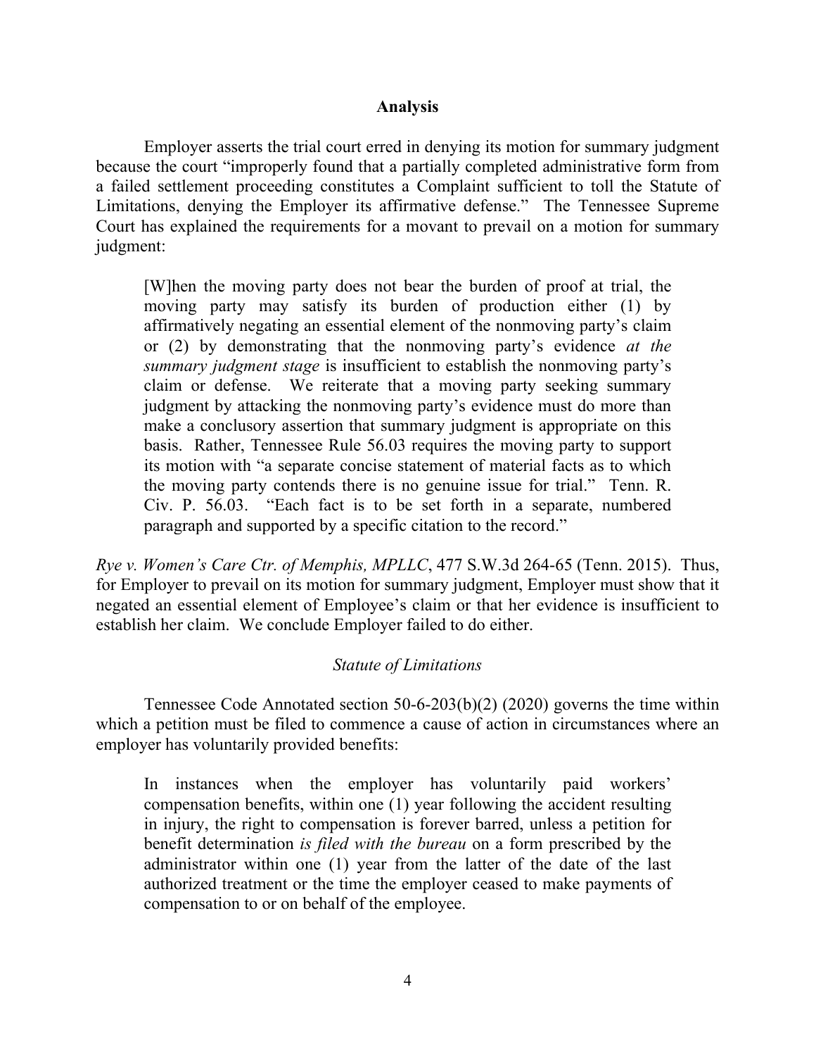## Analysis

Employer asserts the trial court erred in denying its motion for summary judgment because the court "improperly found that a partially completed administrative form from a failed settlement proceeding constitutes a Complaint sufficient to toll the Statute of Limitations, denying the Employer its affirmative defense." The Tennessee Supreme Court has explained the requirements for a movant to prevail on a motion for summary judgment:

> [W]hen the moving party does not bear the burden of proof at trial, the moving party may satisfy its burden of production either (1) by affirmatively negating an essential element of the nonmoving party's claim or (2) by demonstrating that the nonmoving party's evidence *at the summary judgment stage* is insufficient to establish the nonmoving party's claim or defense. We reiterate that a moving party seeking summary judgment by attacking the nonmoving party's evidence must do more than make a conclusory assertion that summary judgment is appropriate on this basis. Rather, Tennessee Rule 56.03 requires the moving party to support its motion with "a separate concise statement of material facts as to which the moving party contends there is no genuine issue for trial." Tenn. R. Civ. P. 56.03. "Each fact is to be set forth in a separate, numbered paragraph and supported by a specific citation to the record."

*Rye v. Women's Care Ctr. of Memphis, MPLLC*, 477 S.W.3d 264-65 (Tenn. 2015). Thus, for Employer to prevail on its motion for summary judgment, Employer must show that it negated an essential element of Employee's claim or that her evidence is insufficient to establish her claim. We conclude Employer failed to do either.

### *Statute of Limitations*

Tennessee Code Annotated section 50-6-203(b)(2) (2020) governs the time within which a petition must be filed to commence a cause of action in circumstances where an employer has voluntarily provided benefits:

> In instances when the employer has voluntarily paid workers' compensation benefits, within one (1) year following the accident resulting in injury, the right to compensation is forever barred, unless a petition for benefit determination *is filed with the bureau* on a form prescribed by the administrator within one (1) year from the latter of the date of the last authorized treatment or the time the employer ceased to make payments of compensation to or on behalf of the employee.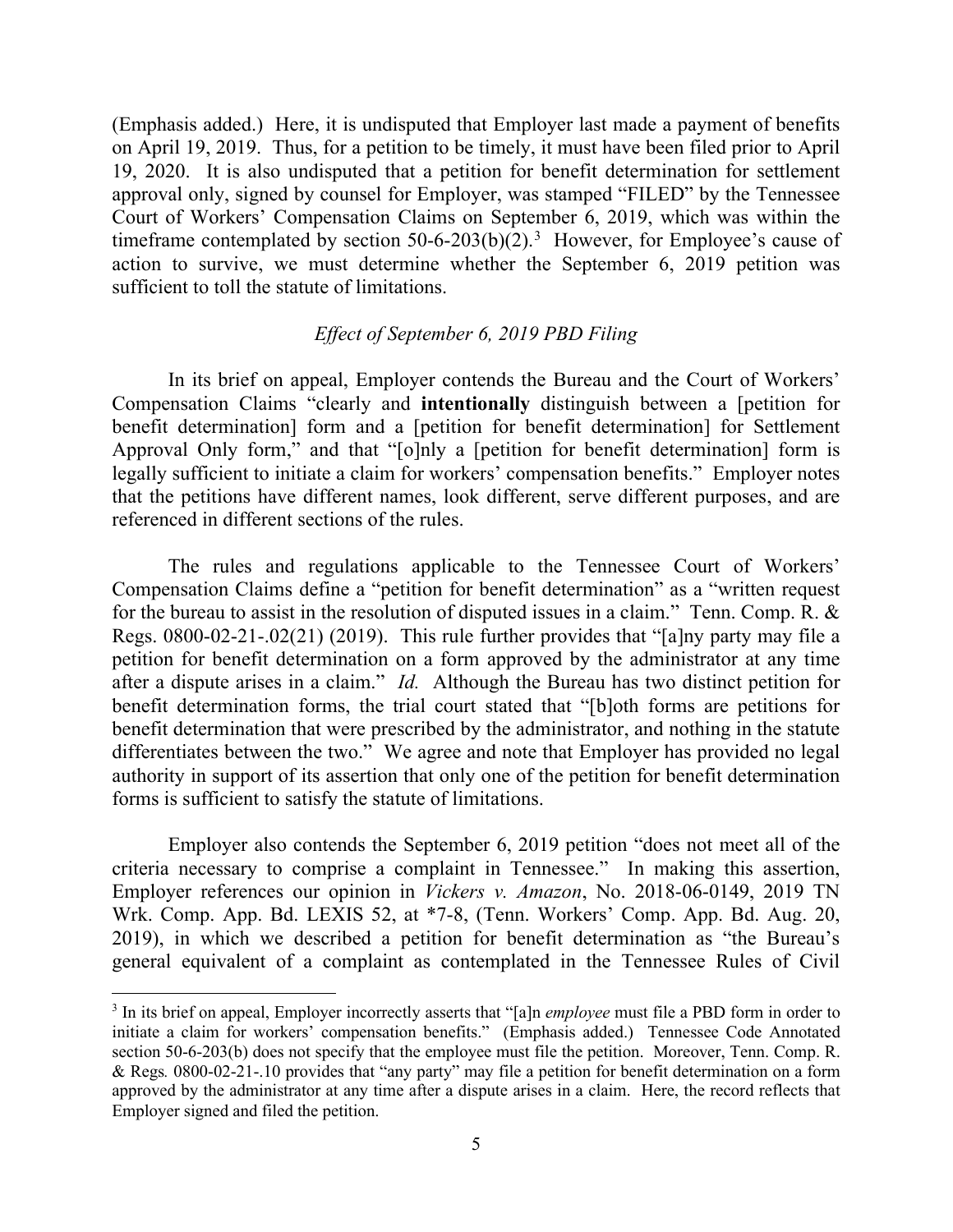(Emphasis added.) Here, it is undisputed that Employer last made a payment of benefits on April 19, 2019. Thus, for a petition to be timely, it must have been filed prior to April 19, 2020. It is also undisputed that a petition for benefit determination for settlement approval only, signed by counsel for Employer, was stamped "FILED" by the Tennessee Court of Workers' Compensation Claims on September 6, 2019, which was within the timeframe contemplated by section 50-6-203(b)(2).[3] However, for Employee's cause of action to survive, we must determine whether the September 6, 2019 petition was sufficient to toll the statute of limitations.

*Effect of September 6, 2019 PBD Filing*

In its brief on appeal, Employer contends the Bureau and the Court of Workers' Compensation Claims "clearly and **intentionally** distinguish between a [petition for benefit determination] form and a [petition for benefit determination] for Settlement Approval Only form," and that "[o]nly a [petition for benefit determination] form is legally sufficient to initiate a claim for workers' compensation benefits." Employer notes that the petitions have different names, look different, serve different purposes, and are referenced in different sections of the rules.

The rules and regulations applicable to the Tennessee Court of Workers' Compensation Claims define a "petition for benefit determination" as a "written request for the bureau to assist in the resolution of disputed issues in a claim." Tenn. Comp. R. & Regs. 0800-02-21-.02(21) (2019). This rule further provides that "[a]ny party may file a petition for benefit determination on a form approved by the administrator at any time after a dispute arises in a claim." *Id.* Although the Bureau has two distinct petition for benefit determination forms, the trial court stated that "[b]oth forms are petitions for benefit determination that were prescribed by the administrator, and nothing in the statute differentiates between the two." We agree and note that Employer has provided no legal authority in support of its assertion that only one of the petition for benefit determination forms is sufficient to satisfy the statute of limitations.

Employer also contends the September 6, 2019 petition "does not meet all of the criteria necessary to comprise a complaint in Tennessee." In making this assertion, Employer references our opinion in *Vickers v. Amazon*, No. 2018-06-0149, 2019 TN Wrk. Comp. App. Bd. LEXIS 52, at *7-8, (Tenn. Workers' Comp. App. Bd. Aug. 20, 2019), in which we described a petition for benefit determination as "the Bureau's general equivalent of a complaint as contemplated in the Tennessee Rules of Civil

---

[3] In its brief on appeal, Employer incorrectly asserts that "[a]n *employee* must file a PBD form in order to initiate a claim for workers' compensation benefits." (Emphasis added.) Tennessee Code Annotated section 50-6-203(b) does not specify that the employee must file the petition. Moreover, Tenn. Comp. R. & Regs*.* 0800-02-21-.10 provides that "any party" may file a petition for benefit determination on a form approved by the administrator at any time after a dispute arises in a claim. Here, the record reflects that Employer signed and filed the petition.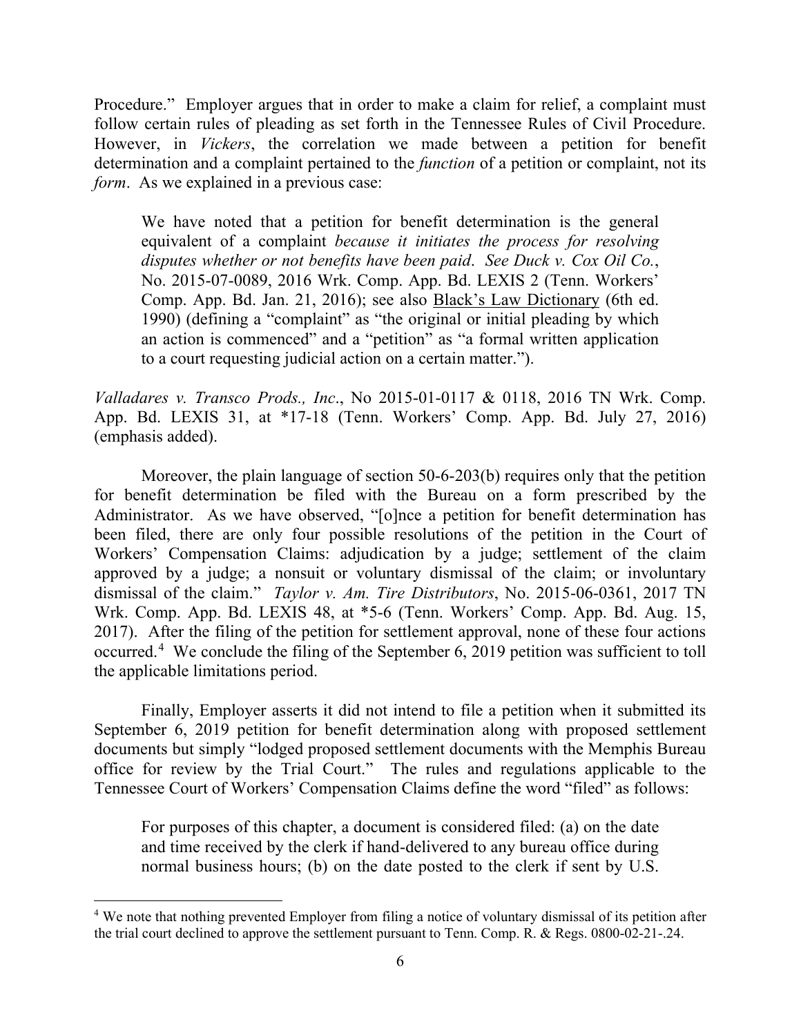Procedure." Employer argues that in order to make a claim for relief, a complaint must follow certain rules of pleading as set forth in the Tennessee Rules of Civil Procedure. However, in *Vickers*, the correlation we made between a petition for benefit determination and a complaint pertained to the *function* of a petition or complaint, not its *form*. As we explained in a previous case:

> We have noted that a petition for benefit determination is the general equivalent of a complaint *because it initiates the process for resolving disputes whether or not benefits have been paid*. *See Duck v. Cox Oil Co.*, No. 2015-07-0089, 2016 Wrk. Comp. App. Bd. LEXIS 2 (Tenn. Workers' Comp. App. Bd. Jan. 21, 2016); see also Black's Law Dictionary (6th ed. 1990) (defining a "complaint" as "the original or initial pleading by which an action is commenced" and a "petition" as "a formal written application to a court requesting judicial action on a certain matter.").

*Valladares v. Transco Prods., Inc*., No 2015-01-0117 & 0118, 2016 TN Wrk. Comp. App. Bd. LEXIS 31, at *17-18 (Tenn. Workers' Comp. App. Bd. July 27, 2016) (emphasis added).

Moreover, the plain language of section 50-6-203(b) requires only that the petition for benefit determination be filed with the Bureau on a form prescribed by the Administrator. As we have observed, "[o]nce a petition for benefit determination has been filed, there are only four possible resolutions of the petition in the Court of Workers' Compensation Claims: adjudication by a judge; settlement of the claim approved by a judge; a nonsuit or voluntary dismissal of the claim; or involuntary dismissal of the claim." *Taylor v. Am. Tire Distributors*, No. 2015-06-0361, 2017 TN Wrk. Comp. App. Bd. LEXIS 48, at *5-6 (Tenn. Workers' Comp. App. Bd. Aug. 15, 2017). After the filing of the petition for settlement approval, none of these four actions occurred.[4] We conclude the filing of the September 6, 2019 petition was sufficient to toll the applicable limitations period.

Finally, Employer asserts it did not intend to file a petition when it submitted its September 6, 2019 petition for benefit determination along with proposed settlement documents but simply "lodged proposed settlement documents with the Memphis Bureau office for review by the Trial Court." The rules and regulations applicable to the Tennessee Court of Workers' Compensation Claims define the word "filed" as follows:

> For purposes of this chapter, a document is considered filed: (a) on the date and time received by the clerk if hand-delivered to any bureau office during normal business hours; (b) on the date posted to the clerk if sent by U.S.

---

[4] We note that nothing prevented Employer from filing a notice of voluntary dismissal of its petition after the trial court declined to approve the settlement pursuant to Tenn. Comp. R. & Regs. 0800-02-21-.24.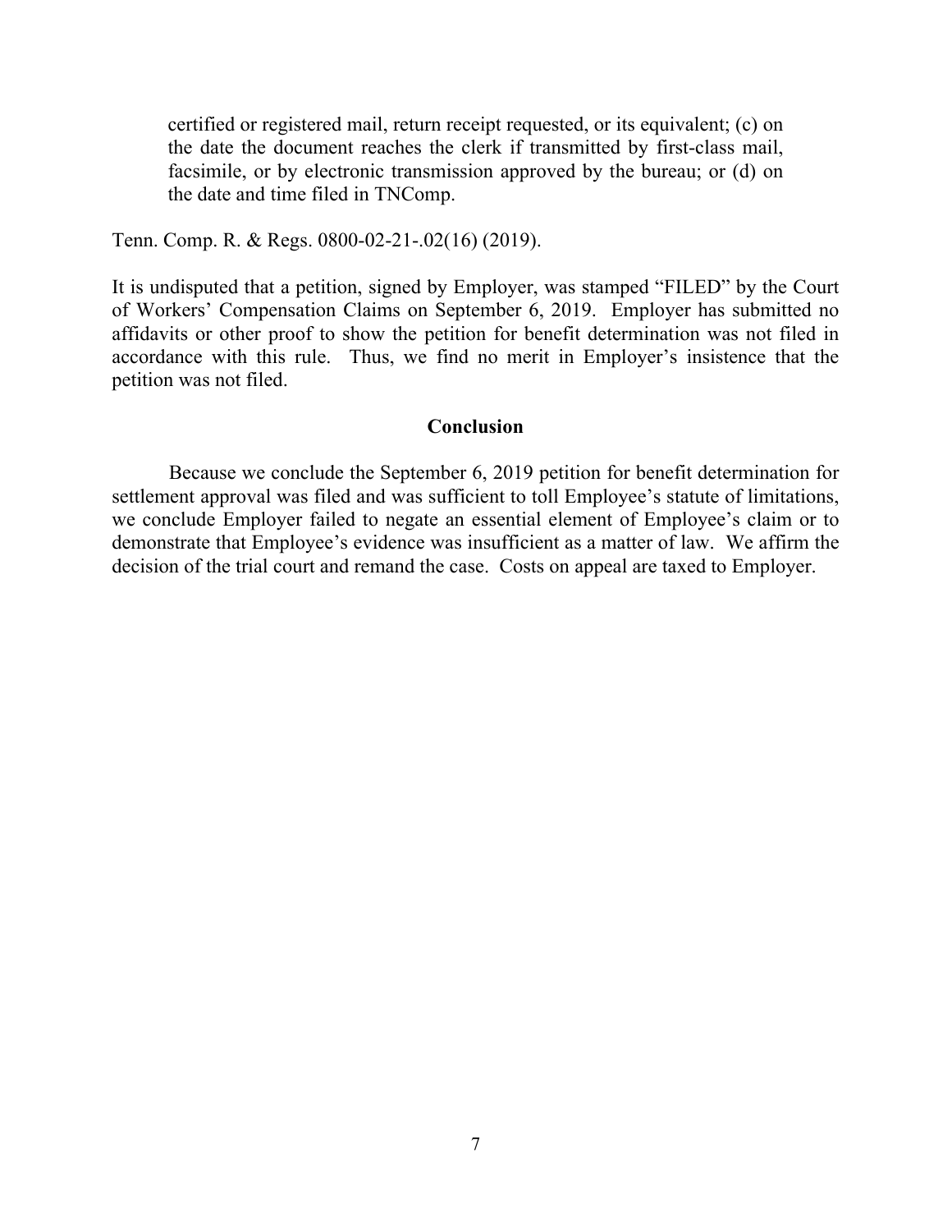> certified or registered mail, return receipt requested, or its equivalent; (c) on the date the document reaches the clerk if transmitted by first-class mail, facsimile, or by electronic transmission approved by the bureau; or (d) on the date and time filed in TNComp.

Tenn. Comp. R. & Regs. 0800-02-21-.02(16) (2019).

It is undisputed that a petition, signed by Employer, was stamped "FILED" by the Court of Workers' Compensation Claims on September 6, 2019. Employer has submitted no affidavits or other proof to show the petition for benefit determination was not filed in accordance with this rule. Thus, we find no merit in Employer's insistence that the petition was not filed.

## Conclusion

Because we conclude the September 6, 2019 petition for benefit determination for settlement approval was filed and was sufficient to toll Employee's statute of limitations, we conclude Employer failed to negate an essential element of Employee's claim or to demonstrate that Employee's evidence was insufficient as a matter of law. We affirm the decision of the trial court and remand the case. Costs on appeal are taxed to Employer.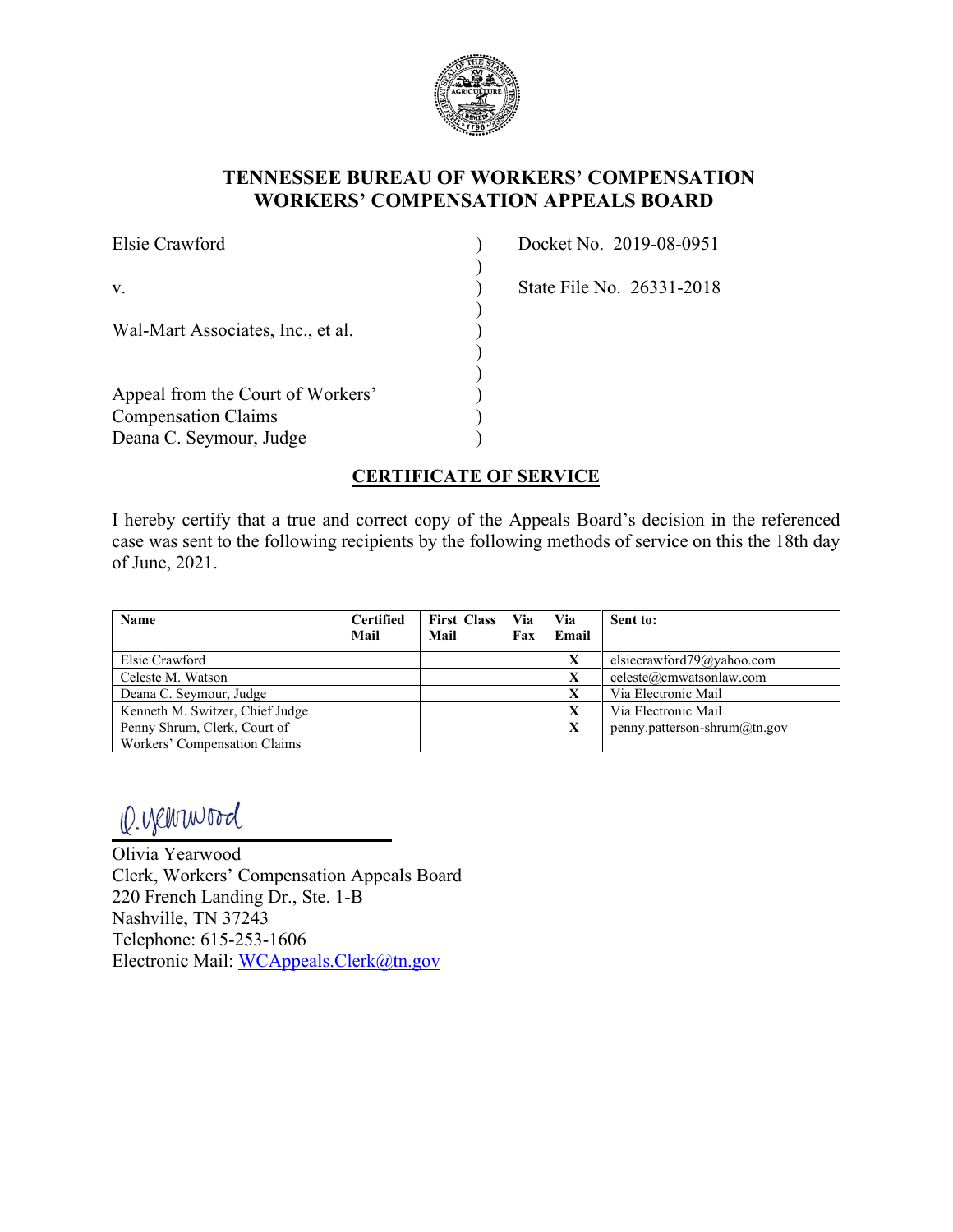# TENNESSEE BUREAU OF WORKERS' COMPENSATION
# WORKERS' COMPENSATION APPEALS BOARD

| | | |
|---|---|---|
| Elsie Crawford | ) | Docket No. 2019-08-0951 |
| | ) | |
| v. | ) | State File No. 26331-2018 |
| | ) | |
| Wal-Mart Associates, Inc., et al. | ) | |
| | ) | |
| | ) | |
| Appeal from the Court of Workers' Compensation Claims | ) | |
| Deana C. Seymour, Judge | ) | |

## CERTIFICATE OF SERVICE

I hereby certify that a true and correct copy of the Appeals Board's decision in the referenced case was sent to the following recipients by the following methods of service on this the 18th day of June, 2021.

| Name | Certified Mail | First Class Mail | Via Fax | Via Email | Sent to: |
|---|---|---|---|---|---|
| Elsie Crawford | | | | X | elsiecrawford79@yahoo.com |
| Celeste M. Watson | | | | X | celeste@cmwatsonlaw.com |
| Deana C. Seymour, Judge | | | | X | Via Electronic Mail |
| Kenneth M. Switzer, Chief Judge | | | | X | Via Electronic Mail |
| Penny Shrum, Clerk, Court of Workers' Compensation Claims | | | | X | penny.patterson-shrum@tn.gov |

O. Yearwood

Olivia Yearwood
Clerk, Workers' Compensation Appeals Board
220 French Landing Dr., Ste. 1-B
Nashville, TN 37243
Telephone: 615-253-1606
Electronic Mail: WCAppeals.Clerk@tn.gov